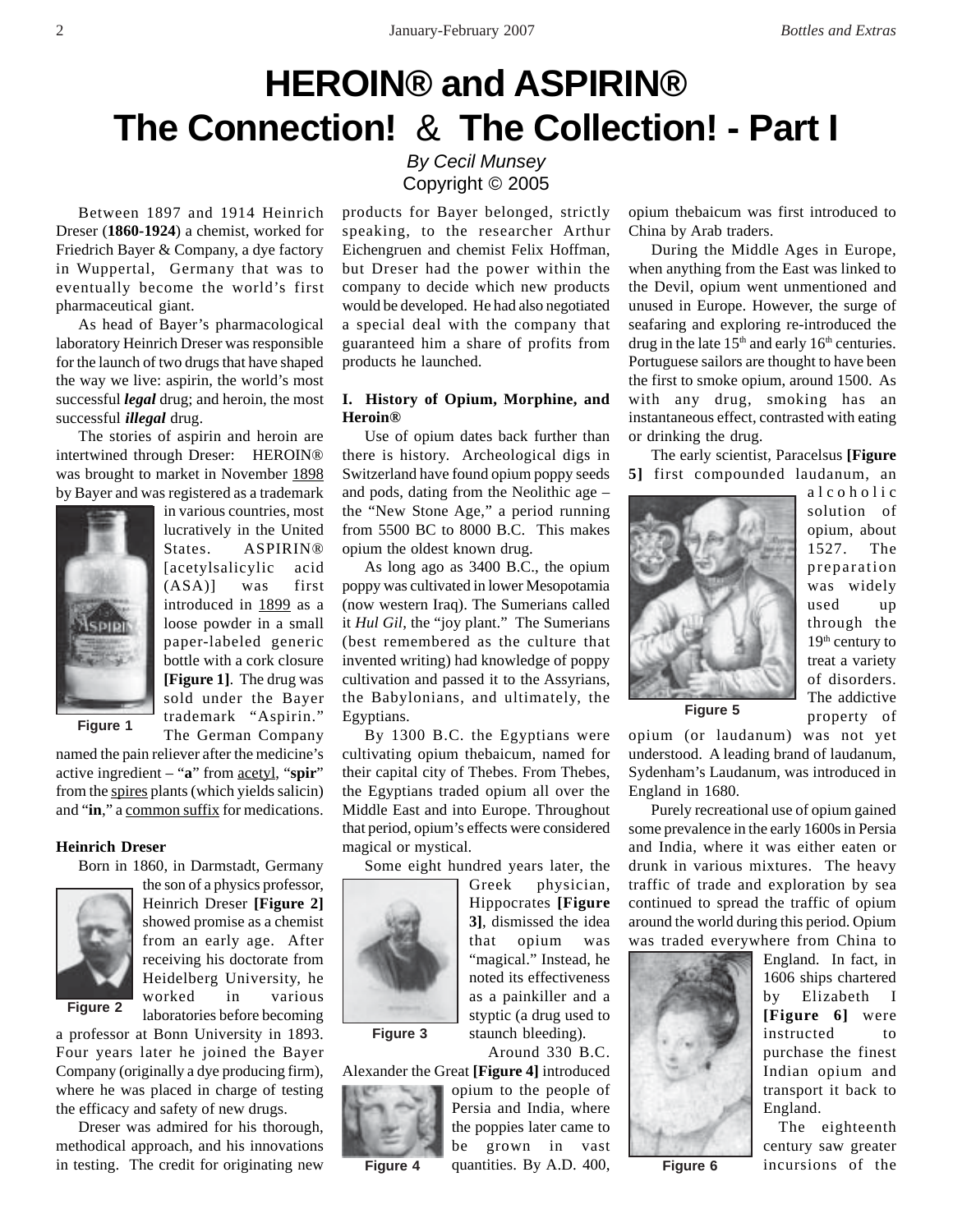# HEROIN® and ASPIRIN®
# The Connection! & The Collection! - Part I

*By Cecil Munsey*
Copyright © 2005

Between 1897 and 1914 Heinrich Dreser (**1860-1924**) a chemist, worked for Friedrich Bayer & Company, a dye factory in Wuppertal, Germany that was to eventually become the world's first pharmaceutical giant.

As head of Bayer's pharmacological laboratory Heinrich Dreser was responsible for the launch of two drugs that have shaped the way we live: aspirin, the world's most successful ***legal*** drug; and heroin, the most successful ***illegal*** drug.

The stories of aspirin and heroin are intertwined through Dreser: HEROIN® was brought to market in November 1898 by Bayer and was registered as a trademark in various countries, most lucratively in the United States. ASPIRIN® [acetylsalicylic acid (ASA)] was first introduced in 1899 as a loose powder in a small paper-labeled generic bottle with a cork closure **[Figure 1]**. The drug was sold under the Bayer trademark "Aspirin." The German Company named the pain reliever after the medicine's active ingredient – "**a**" from acetyl, "**spir**" from the spires plants (which yields salicin) and "**in**," a common suffix for medications.

Figure 1

### Heinrich Dreser

Born in 1860, in Darmstadt, Germany the son of a physics professor, Heinrich Dreser **[Figure 2]** showed promise as a chemist from an early age. After receiving his doctorate from Heidelberg University, he worked in various laboratories before becoming a professor at Bonn University in 1893. Four years later he joined the Bayer Company (originally a dye producing firm), where he was placed in charge of testing the efficacy and safety of new drugs.

Figure 2

Dreser was admired for his thorough, methodical approach, and his innovations in testing. The credit for originating new products for Bayer belonged, strictly speaking, to the researcher Arthur Eichengruen and chemist Felix Hoffman, but Dreser had the power within the company to decide which new products would be developed. He had also negotiated a special deal with the company that guaranteed him a share of profits from products he launched.

### I. History of Opium, Morphine, and Heroin®

Use of opium dates back further than there is history. Archeological digs in Switzerland have found opium poppy seeds and pods, dating from the Neolithic age – the "New Stone Age," a period running from 5500 BC to 8000 B.C. This makes opium the oldest known drug.

As long ago as 3400 B.C., the opium poppy was cultivated in lower Mesopotamia (now western Iraq). The Sumerians called it *Hul Gil*, the "joy plant." The Sumerians (best remembered as the culture that invented writing) had knowledge of poppy cultivation and passed it to the Assyrians, the Babylonians, and ultimately, the Egyptians.

By 1300 B.C. the Egyptians were cultivating opium thebaicum, named for their capital city of Thebes. From Thebes, the Egyptians traded opium all over the Middle East and into Europe. Throughout that period, opium's effects were considered magical or mystical.

Some eight hundred years later, the Greek physician, Hippocrates **[Figure 3]**, dismissed the idea that opium was "magical." Instead, he noted its effectiveness as a painkiller and a styptic (a drug used to staunch bleeding).

Figure 3

Around 330 B.C. Alexander the Great **[Figure 4]** introduced opium to the people of Persia and India, where the poppies later came to be grown in vast quantities. By A.D. 400, opium thebaicum was first introduced to China by Arab traders.

Figure 4

During the Middle Ages in Europe, when anything from the East was linked to the Devil, opium went unmentioned and unused in Europe. However, the surge of seafaring and exploring re-introduced the drug in the late 15th and early 16th centuries. Portuguese sailors are thought to have been the first to smoke opium, around 1500. As with any drug, smoking has an instantaneous effect, contrasted with eating or drinking the drug.

The early scientist, Paracelsus **[Figure 5]** first compounded laudanum, an alcoholic solution of opium, about 1527. The preparation was widely used up through the 19th century to treat a variety of disorders. The addictive property of opium (or laudanum) was not yet understood. A leading brand of laudanum, Sydenham's Laudanum, was introduced in England in 1680.

Figure 5

Purely recreational use of opium gained some prevalence in the early 1600s in Persia and India, where it was either eaten or drunk in various mixtures. The heavy traffic of trade and exploration by sea continued to spread the traffic of opium around the world during this period. Opium was traded everywhere from China to England. In fact, in 1606 ships chartered by Elizabeth I **[Figure 6]** were instructed to purchase the finest Indian opium and transport it back to England.

Figure 6

The eighteenth century saw greater incursions of the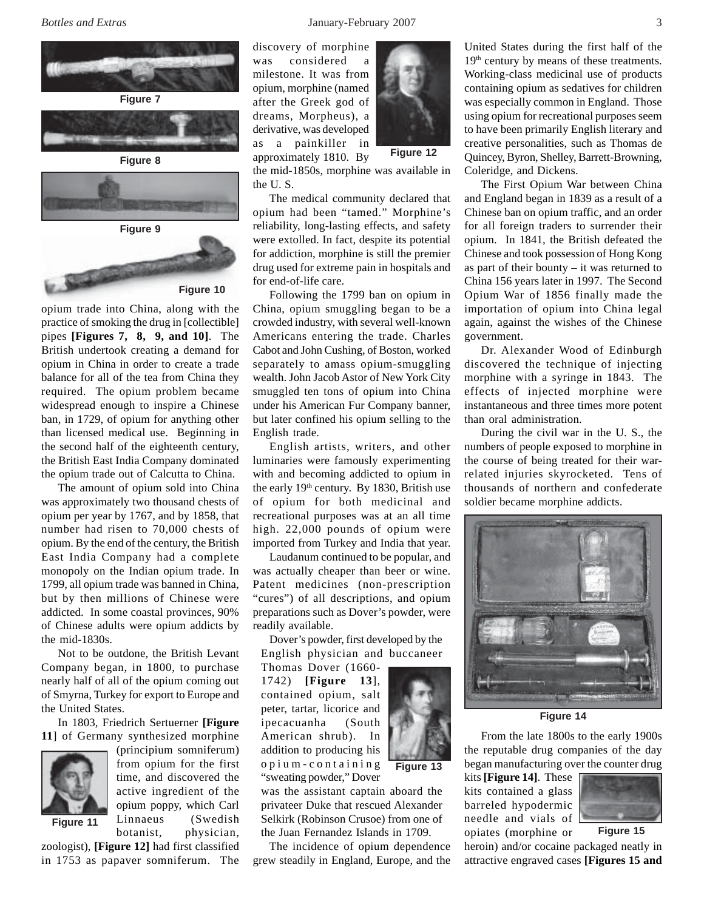Figure 7

Figure 8

Figure 9

Figure 10

opium trade into China, along with the practice of smoking the drug in [collectible] pipes **[Figures 7, 8, 9, and 10]**. The British undertook creating a demand for opium in China in order to create a trade balance for all of the tea from China they required. The opium problem became widespread enough to inspire a Chinese ban, in 1729, of opium for anything other than licensed medical use. Beginning in the second half of the eighteenth century, the British East India Company dominated the opium trade out of Calcutta to China.

The amount of opium sold into China was approximately two thousand chests of opium per year by 1767, and by 1858, that number had risen to 70,000 chests of opium. By the end of the century, the British East India Company had a complete monopoly on the Indian opium trade. In 1799, all opium trade was banned in China, but by then millions of Chinese were addicted. In some coastal provinces, 90% of Chinese adults were opium addicts by the mid-1830s.

Not to be outdone, the British Levant Company began, in 1800, to purchase nearly half of all of the opium coming out of Smyrna, Turkey for export to Europe and the United States.

In 1803, Friedrich Sertuerner **[Figure 11**] of Germany synthesized morphine (principium somniferum) from opium for the first time, and discovered the active ingredient of the opium poppy, which Carl Linnaeus (Swedish botanist, physician, zoologist), **[Figure 12]** had first classified in 1753 as papaver somniferum. The discovery of morphine was considered a milestone. It was from opium, morphine (named after the Greek god of dreams, Morpheus), a derivative, was developed as a painkiller in approximately 1810. By the mid-1850s, morphine was available in the U. S.

Figure 11

Figure 12

The medical community declared that opium had been "tamed." Morphine's reliability, long-lasting effects, and safety were extolled. In fact, despite its potential for addiction, morphine is still the premier drug used for extreme pain in hospitals and for end-of-life care.

Following the 1799 ban on opium in China, opium smuggling began to be a crowded industry, with several well-known Americans entering the trade. Charles Cabot and John Cushing, of Boston, worked separately to amass opium-smuggling wealth. John Jacob Astor of New York City smuggled ten tons of opium into China under his American Fur Company banner, but later confined his opium selling to the English trade.

English artists, writers, and other luminaries were famously experimenting with and becoming addicted to opium in the early 19th century. By 1830, British use of opium for both medicinal and recreational purposes was at an all time high. 22,000 pounds of opium were imported from Turkey and India that year.

Laudanum continued to be popular, and was actually cheaper than beer or wine. Patent medicines (non-prescription "cures") of all descriptions, and opium preparations such as Dover's powder, were readily available.

Dover's powder, first developed by the English physician and buccaneer Thomas Dover (1660-1742) **[Figure 13**], contained opium, salt peter, tartar, licorice and ipecacuanha (South American shrub). In addition to producing his opium-containing "sweating powder," Dover was the assistant captain aboard the privateer Duke that rescued Alexander Selkirk (Robinson Crusoe) from one of the Juan Fernandez Islands in 1709.

Figure 13

The incidence of opium dependence grew steadily in England, Europe, and the United States during the first half of the 19th century by means of these treatments. Working-class medicinal use of products containing opium as sedatives for children was especially common in England. Those using opium for recreational purposes seem to have been primarily English literary and creative personalities, such as Thomas de Quincey, Byron, Shelley, Barrett-Browning, Coleridge, and Dickens.

The First Opium War between China and England began in 1839 as a result of a Chinese ban on opium traffic, and an order for all foreign traders to surrender their opium. In 1841, the British defeated the Chinese and took possession of Hong Kong as part of their bounty – it was returned to China 156 years later in 1997. The Second Opium War of 1856 finally made the importation of opium into China legal again, against the wishes of the Chinese government.

Dr. Alexander Wood of Edinburgh discovered the technique of injecting morphine with a syringe in 1843. The effects of injected morphine were instantaneous and three times more potent than oral administration.

During the civil war in the U. S., the numbers of people exposed to morphine in the course of being treated for their war-related injuries skyrocketed. Tens of thousands of northern and confederate soldier became morphine addicts.

Figure 14

From the late 1800s to the early 1900s the reputable drug companies of the day began manufacturing over the counter drug kits **[Figure 14]**. These kits contained a glass barreled hypodermic needle and vials of opiates (morphine or heroin) and/or cocaine packaged neatly in attractive engraved cases **[Figures 15 and**

Figure 15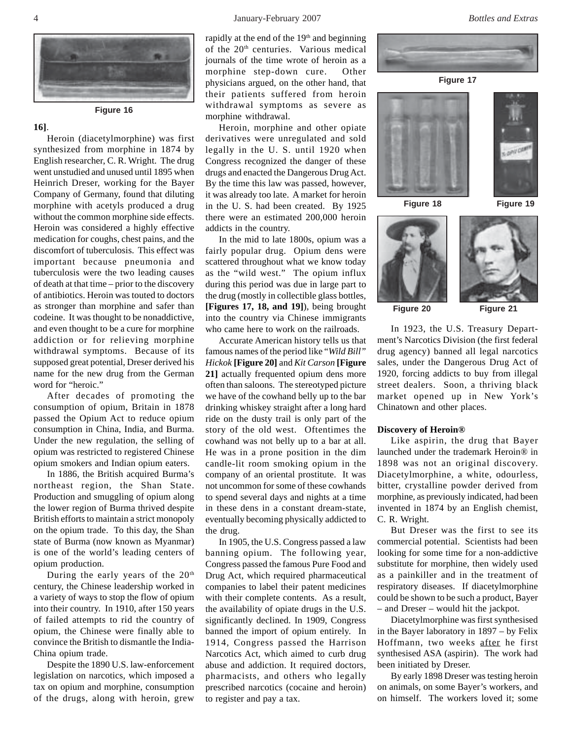Figure 16

16].

Heroin (diacetylmorphine) was first synthesized from morphine in 1874 by English researcher, C. R. Wright. The drug went unstudied and unused until 1895 when Heinrich Dreser, working for the Bayer Company of Germany, found that diluting morphine with acetyls produced a drug without the common morphine side effects. Heroin was considered a highly effective medication for coughs, chest pains, and the discomfort of tuberculosis. This effect was important because pneumonia and tuberculosis were the two leading causes of death at that time – prior to the discovery of antibiotics. Heroin was touted to doctors as stronger than morphine and safer than codeine. It was thought to be nonaddictive, and even thought to be a cure for morphine addiction or for relieving morphine withdrawal symptoms. Because of its supposed great potential, Dreser derived his name for the new drug from the German word for "heroic."

After decades of promoting the consumption of opium, Britain in 1878 passed the Opium Act to reduce opium consumption in China, India, and Burma. Under the new regulation, the selling of opium was restricted to registered Chinese opium smokers and Indian opium eaters.

In 1886, the British acquired Burma's northeast region, the Shan State. Production and smuggling of opium along the lower region of Burma thrived despite British efforts to maintain a strict monopoly on the opium trade. To this day, the Shan state of Burma (now known as Myanmar) is one of the world's leading centers of opium production.

During the early years of the 20th century, the Chinese leadership worked in a variety of ways to stop the flow of opium into their country. In 1910, after 150 years of failed attempts to rid the country of opium, the Chinese were finally able to convince the British to dismantle the India-China opium trade.

Despite the 1890 U.S. law-enforcement legislation on narcotics, which imposed a tax on opium and morphine, consumption of the drugs, along with heroin, grew rapidly at the end of the 19th and beginning of the 20th centuries. Various medical journals of the time wrote of heroin as a morphine step-down cure. Other physicians argued, on the other hand, that their patients suffered from heroin withdrawal symptoms as severe as morphine withdrawal.

Heroin, morphine and other opiate derivatives were unregulated and sold legally in the U. S. until 1920 when Congress recognized the danger of these drugs and enacted the Dangerous Drug Act. By the time this law was passed, however, it was already too late. A market for heroin in the U. S. had been created. By 1925 there were an estimated 200,000 heroin addicts in the country.

In the mid to late 1800s, opium was a fairly popular drug. Opium dens were scattered throughout what we know today as the "wild west." The opium influx during this period was due in large part to the drug (mostly in collectible glass bottles, **[Figures 17, 18, and 19]**), being brought into the country via Chinese immigrants who came here to work on the railroads.

Accurate American history tells us that famous names of the period like *"Wild Bill" Hickok* **[Figure 20]** and *Kit Carson* **[Figure 21]** actually frequented opium dens more often than saloons. The stereotyped picture we have of the cowhand belly up to the bar drinking whiskey straight after a long hard ride on the dusty trail is only part of the story of the old west. Oftentimes the cowhand was not belly up to a bar at all. He was in a prone position in the dim candle-lit room smoking opium in the company of an oriental prostitute. It was not uncommon for some of these cowhands to spend several days and nights at a time in these dens in a constant dream-state, eventually becoming physically addicted to the drug.

In 1905, the U.S. Congress passed a law banning opium. The following year, Congress passed the famous Pure Food and Drug Act, which required pharmaceutical companies to label their patent medicines with their complete contents. As a result, the availability of opiate drugs in the U.S. significantly declined. In 1909, Congress banned the import of opium entirely. In 1914, Congress passed the Harrison Narcotics Act, which aimed to curb drug abuse and addiction. It required doctors, pharmacists, and others who legally prescribed narcotics (cocaine and heroin) to register and pay a tax.

Figure 17

Figure 18

Figure 19

Figure 20

Figure 21

In 1923, the U.S. Treasury Department's Narcotics Division (the first federal drug agency) banned all legal narcotics sales, under the Dangerous Drug Act of 1920, forcing addicts to buy from illegal street dealers. Soon, a thriving black market opened up in New York's Chinatown and other places.

**Discovery of Heroin®**

Like aspirin, the drug that Bayer launched under the trademark Heroin® in 1898 was not an original discovery. Diacetylmorphine, a white, odourless, bitter, crystalline powder derived from morphine, as previously indicated, had been invented in 1874 by an English chemist, C. R. Wright.

But Dreser was the first to see its commercial potential. Scientists had been looking for some time for a non-addictive substitute for morphine, then widely used as a painkiller and in the treatment of respiratory diseases. If diacetylmorphine could be shown to be such a product, Bayer – and Dreser – would hit the jackpot.

Diacetylmorphine was first synthesised in the Bayer laboratory in 1897 – by Felix Hoffmann, two weeks after he first synthesised ASA (aspirin). The work had been initiated by Dreser.

By early 1898 Dreser was testing heroin on animals, on some Bayer's workers, and on himself. The workers loved it; some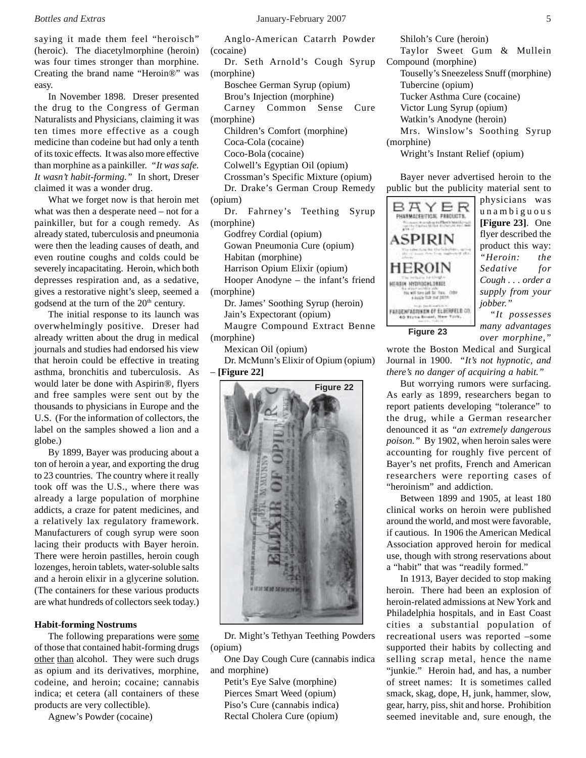saying it made them feel "heroisch" (heroic). The diacetylmorphine (heroin) was four times stronger than morphine. Creating the brand name "Heroin®" was easy.

In November 1898. Dreser presented the drug to the Congress of German Naturalists and Physicians, claiming it was ten times more effective as a cough medicine than codeine but had only a tenth of its toxic effects. It was also more effective than morphine as a painkiller. *"It was safe. It wasn't habit-forming."* In short, Dreser claimed it was a wonder drug.

What we forget now is that heroin met what was then a desperate need – not for a painkiller, but for a cough remedy. As already stated, tuberculosis and pneumonia were then the leading causes of death, and even routine coughs and colds could be severely incapacitating. Heroin, which both depresses respiration and, as a sedative, gives a restorative night's sleep, seemed a godsend at the turn of the 20th century.

The initial response to its launch was overwhelmingly positive. Dreser had already written about the drug in medical journals and studies had endorsed his view that heroin could be effective in treating asthma, bronchitis and tuberculosis. As would later be done with Aspirin®, flyers and free samples were sent out by the thousands to physicians in Europe and the U.S. (For the information of collectors, the label on the samples showed a lion and a globe.)

By 1899, Bayer was producing about a ton of heroin a year, and exporting the drug to 23 countries. The country where it really took off was the U.S., where there was already a large population of morphine addicts, a craze for patent medicines, and a relatively lax regulatory framework. Manufacturers of cough syrup were soon lacing their products with Bayer heroin. There were heroin pastilles, heroin cough lozenges, heroin tablets, water-soluble salts and a heroin elixir in a glycerine solution. (The containers for these various products are what hundreds of collectors seek today.)

**Habit-forming Nostrums**

The following preparations were <u>some</u> of those that contained habit-forming drugs <u>other</u> <u>than</u> alcohol. They were such drugs as opium and its derivatives, morphine, codeine, and heroin; cocaine; cannabis indica; et cetera (all containers of these products are very collectible).

Agnew's Powder (cocaine)
Anglo-American Catarrh Powder (cocaine)
Dr. Seth Arnold's Cough Syrup (morphine)
Boschee German Syrup (opium)
Brou's Injection (morphine)
Carney Common Sense Cure (morphine)
Children's Comfort (morphine)
Coca-Cola (cocaine)
Coco-Bola (cocaine)
Colwell's Egyptian Oil (opium)
Crossman's Specific Mixture (opium)
Dr. Drake's German Croup Remedy (opium)
Dr. Fahrney's Teething Syrup (morphine)
Godfrey Cordial (opium)
Gowan Pneumonia Cure (opium)
Habitan (morphine)
Harrison Opium Elixir (opium)
Hooper Anodyne – the infant's friend (morphine)
Dr. James' Soothing Syrup (heroin)
Jain's Expectorant (opium)
Maugre Compound Extract Benne (morphine)
Mexican Oil (opium)
Dr. McMunn's Elixir of Opium (opium) – **[Figure 22]**

Figure 22

Dr. Might's Tethyan Teething Powders (opium)
One Day Cough Cure (cannabis indica and morphine)
Petit's Eye Salve (morphine)
Pierces Smart Weed (opium)
Piso's Cure (cannabis indica)
Rectal Cholera Cure (opium)
Shiloh's Cure (heroin)
Taylor Sweet Gum & Mullein Compound (morphine)
Tousely's Sneezeless Snuff (morphine)
Tubercine (opium)
Tucker Asthma Cure (cocaine)
Victor Lung Syrup (opium)
Watkin's Anodyne (heroin)
Mrs. Winslow's Soothing Syrup (morphine)
Wright's Instant Relief (opium)

Bayer never advertised heroin to the public but the publicity material sent to physicians was unambiguous **[Figure 23]**. One flyer described the product this way: *"Heroin: the Sedative for Cough . . . order a supply from your jobber."*

Figure 23

*"It possesses many advantages over morphine,"* wrote the Boston Medical and Surgical Journal in 1900. *"It's not hypnotic, and there's no danger of acquiring a habit."*

But worrying rumors were surfacing. As early as 1899, researchers began to report patients developing "tolerance" to the drug, while a German researcher denounced it as *"an extremely dangerous poison."* By 1902, when heroin sales were accounting for roughly five percent of Bayer's net profits, French and American researchers were reporting cases of "heroinism" and addiction.

Between 1899 and 1905, at least 180 clinical works on heroin were published around the world, and most were favorable, if cautious. In 1906 the American Medical Association approved heroin for medical use, though with strong reservations about a "habit" that was "readily formed."

In 1913, Bayer decided to stop making heroin. There had been an explosion of heroin-related admissions at New York and Philadelphia hospitals, and in East Coast cities a substantial population of recreational users was reported –some supported their habits by collecting and selling scrap metal, hence the name "junkie." Heroin had, and has, a number of street names: It is sometimes called smack, skag, dope, H, junk, hammer, slow, gear, harry, piss, shit and horse. Prohibition seemed inevitable and, sure enough, the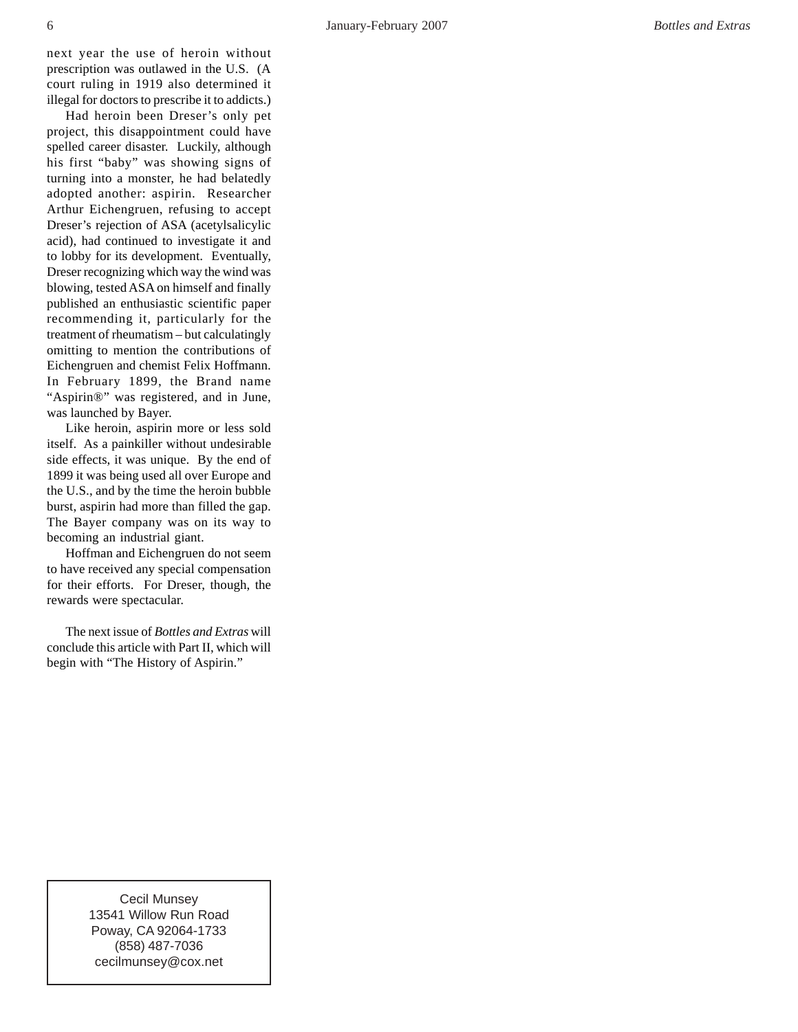next year the use of heroin without prescription was outlawed in the U.S. (A court ruling in 1919 also determined it illegal for doctors to prescribe it to addicts.)

Had heroin been Dreser's only pet project, this disappointment could have spelled career disaster. Luckily, although his first "baby" was showing signs of turning into a monster, he had belatedly adopted another: aspirin. Researcher Arthur Eichengruen, refusing to accept Dreser's rejection of ASA (acetylsalicylic acid), had continued to investigate it and to lobby for its development. Eventually, Dreser recognizing which way the wind was blowing, tested ASA on himself and finally published an enthusiastic scientific paper recommending it, particularly for the treatment of rheumatism – but calculatingly omitting to mention the contributions of Eichengruen and chemist Felix Hoffmann. In February 1899, the Brand name "Aspirin®" was registered, and in June, was launched by Bayer.

Like heroin, aspirin more or less sold itself. As a painkiller without undesirable side effects, it was unique. By the end of 1899 it was being used all over Europe and the U.S., and by the time the heroin bubble burst, aspirin had more than filled the gap. The Bayer company was on its way to becoming an industrial giant.

Hoffman and Eichengruen do not seem to have received any special compensation for their efforts. For Dreser, though, the rewards were spectacular.

The next issue of *Bottles and Extras* will conclude this article with Part II, which will begin with "The History of Aspirin."

Cecil Munsey
13541 Willow Run Road
Poway, CA 92064-1733
(858) 487-7036
cecilmunsey@cox.net